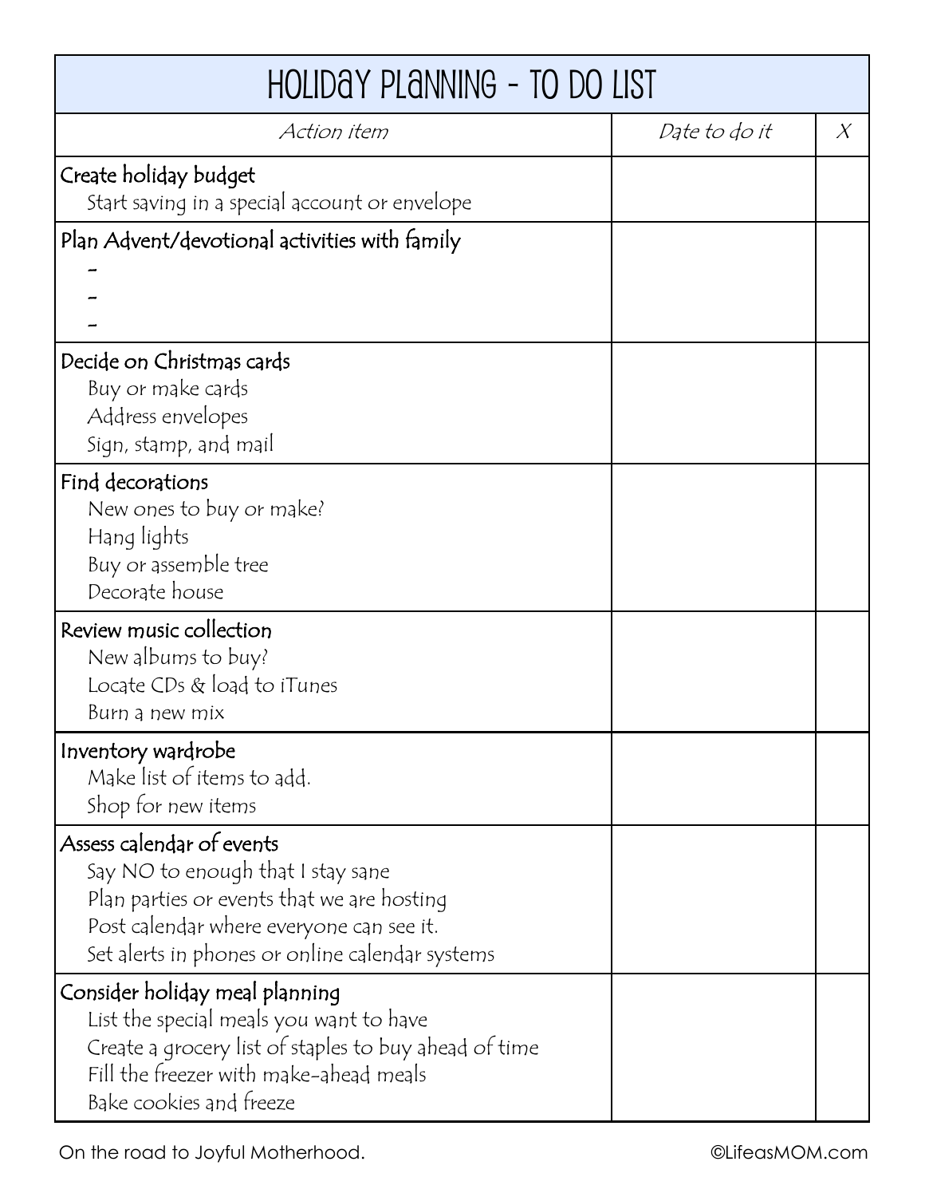# Holiday Planning - To Do List

| *Action item* | *Date to do it* | *X* |
|---|---|---|
| Create holiday budget<br>Start saving in a special account or envelope | | |
| Plan Advent/devotional activities with family<br>-<br>-<br>- | | |
| Decide on Christmas cards<br>Buy or make cards<br>Address envelopes<br>Sign, stamp, and mail | | |
| Find decorations<br>New ones to buy or make?<br>Hang lights<br>Buy or assemble tree<br>Decorate house | | |
| Review music collection<br>New albums to buy?<br>Locate CDs & load to iTunes<br>Burn a new mix | | |
| Inventory wardrobe<br>Make list of items to add.<br>Shop for new items | | |
| Assess calendar of events<br>Say NO to enough that I stay sane<br>Plan parties or events that we are hosting<br>Post calendar where everyone can see it.<br>Set alerts in phones or online calendar systems | | |
| Consider holiday meal planning<br>List the special meals you want to have<br>Create a grocery list of staples to buy ahead of time<br>Fill the freezer with make-ahead meals<br>Bake cookies and freeze | | |

On the road to Joyful Motherhood. ©LifeasMOM.com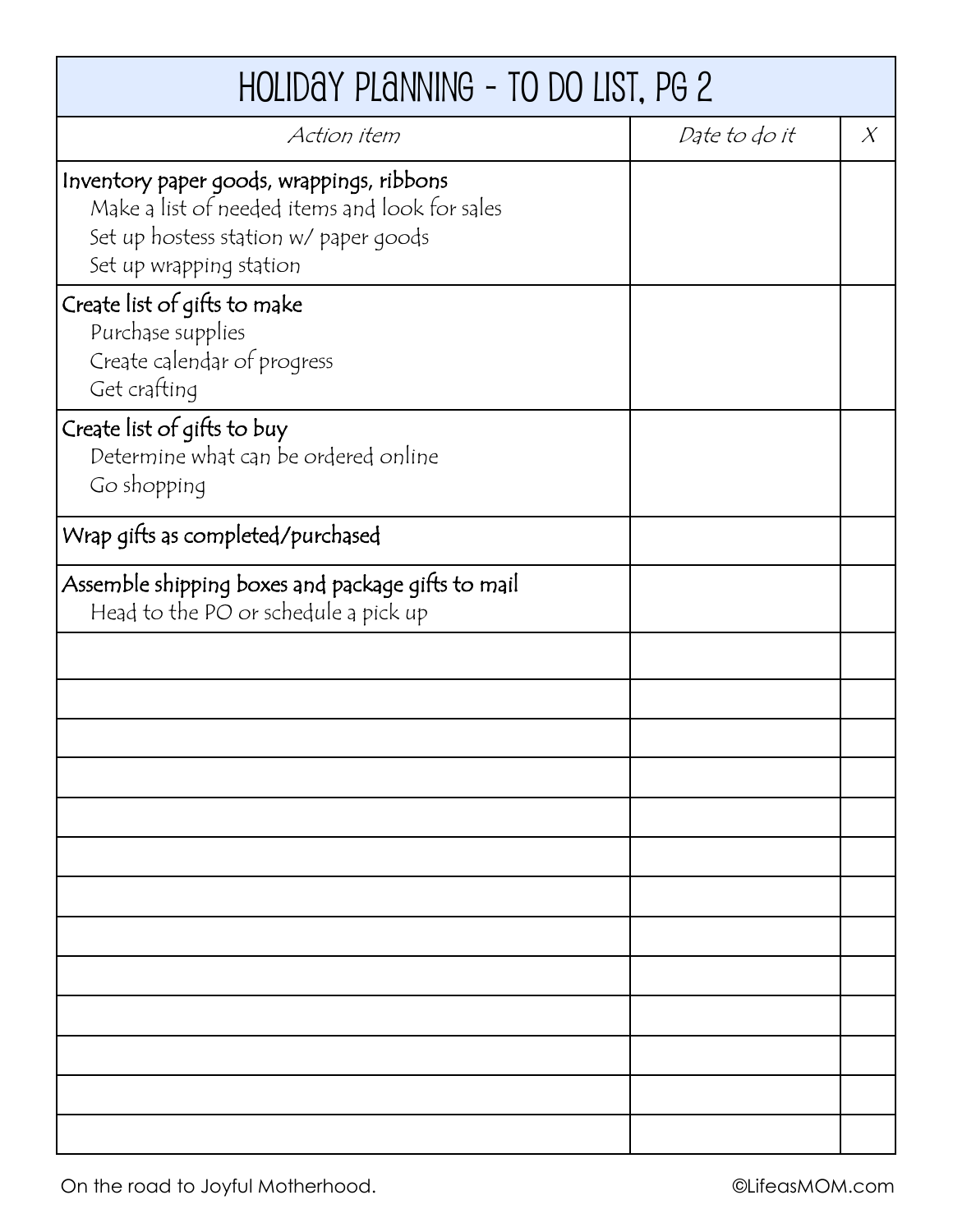# Holiday Planning - To Do List, Pg 2

| *Action item* | *Date to do it* | *X* |
| --- | --- | --- |
| Inventory paper goods, wrappings, ribbons<br>Make a list of needed items and look for sales<br>Set up hostess station w/ paper goods<br>Set up wrapping station | | |
| Create list of gifts to make<br>Purchase supplies<br>Create calendar of progress<br>Get crafting | | |
| Create list of gifts to buy<br>Determine what can be ordered online<br>Go shopping | | |
| Wrap gifts as completed/purchased | | |
| Assemble shipping boxes and package gifts to mail<br>Head to the PO or schedule a pick up | | |
| | | |
| | | |
| | | |
| | | |
| | | |
| | | |
| | | |
| | | |
| | | |
| | | |
| | | |
| | | |
| | | |

On the road to Joyful Motherhood. ©LifeasMOM.com